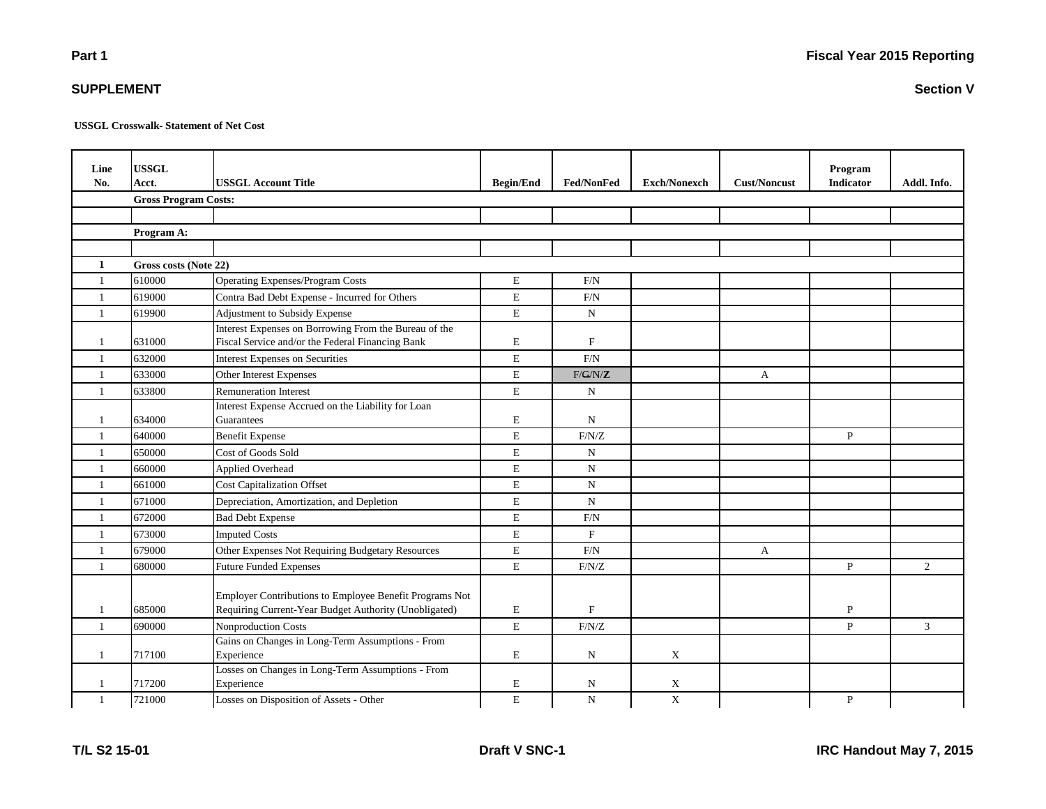**Part 1**

**Fiscal Year 2015 Reporting**

**SUPPLEMENT**

**Section V**

**USSGL Crosswalk- Statement of Net Cost**

| Line No. | USSGL Acct. | USSGL Account Title | Begin/End | Fed/NonFed | Exch/Nonexch | Cust/Noncust | Program Indicator | Addl. Info. |
|---|---|---|---|---|---|---|---|---|
| | **Gross Program Costs:** | | | | | | | |
| | | | | | | | | |
| | **Program A:** | | | | | | | |
| | | | | | | | | |
| **1** | **Gross costs (Note 22)** | | | | | | | |
| 1 | 610000 | Operating Expenses/Program Costs | E | F/N | | | | |
| 1 | 619000 | Contra Bad Debt Expense - Incurred for Others | E | F/N | | | | |
| 1 | 619900 | Adjustment to Subsidy Expense | E | N | | | | |
| 1 | 631000 | Interest Expenses on Borrowing From the Bureau of the Fiscal Service and/or the Federal Financing Bank | E | F | | | | |
| 1 | 632000 | Interest Expenses on Securities | E | F/N | | | | |
| 1 | 633000 | Other Interest Expenses | E | F/G/N/Z | | A | | |
| 1 | 633800 | Remuneration Interest | E | N | | | | |
| 1 | 634000 | Interest Expense Accrued on the Liability for Loan Guarantees | E | N | | | | |
| 1 | 640000 | Benefit Expense | E | F/N/Z | | | P | |
| 1 | 650000 | Cost of Goods Sold | E | N | | | | |
| 1 | 660000 | Applied Overhead | E | N | | | | |
| 1 | 661000 | Cost Capitalization Offset | E | N | | | | |
| 1 | 671000 | Depreciation, Amortization, and Depletion | E | N | | | | |
| 1 | 672000 | Bad Debt Expense | E | F/N | | | | |
| 1 | 673000 | Imputed Costs | E | F | | | | |
| 1 | 679000 | Other Expenses Not Requiring Budgetary Resources | E | F/N | | A | | |
| 1 | 680000 | Future Funded Expenses | E | F/N/Z | | | P | 2 |
| 1 | 685000 | Employer Contributions to Employee Benefit Programs Not Requiring Current-Year Budget Authority (Unobligated) | E | F | | | P | |
| 1 | 690000 | Nonproduction Costs | E | F/N/Z | | | P | 3 |
| 1 | 717100 | Gains on Changes in Long-Term Assumptions - From Experience | E | N | X | | | |
| 1 | 717200 | Losses on Changes in Long-Term Assumptions - From Experience | E | N | X | | | |
| 1 | 721000 | Losses on Disposition of Assets - Other | E | N | X | | P | |

T/L S2 15-01 | Draft V SNC-1 | IRC Handout May 7, 2015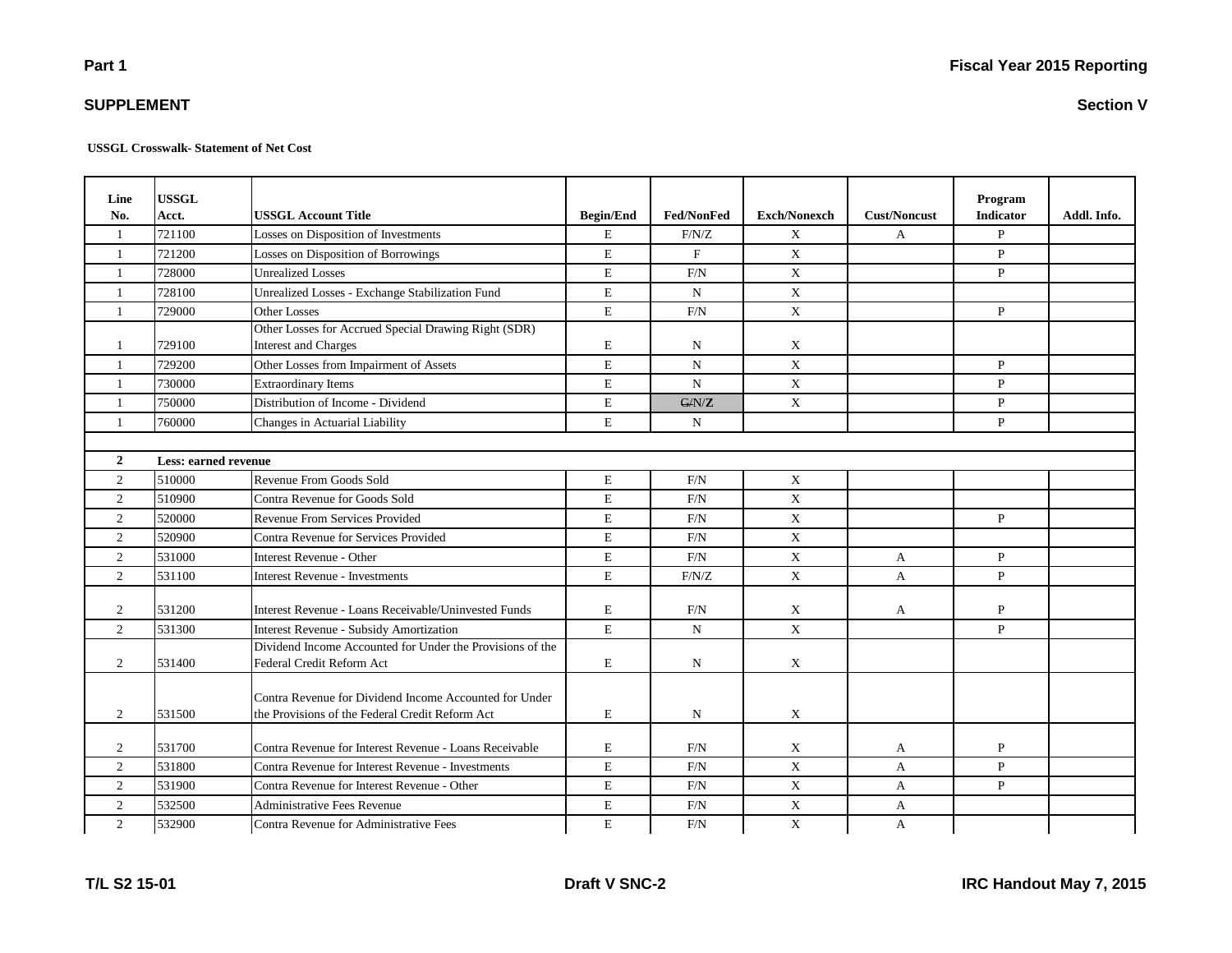**Part 1**

**SUPPLEMENT**

**Fiscal Year 2015 Reporting**

**Section V**

**USSGL Crosswalk- Statement of Net Cost**

| Line No. | USSGL Acct. | USSGL Account Title | Begin/End | Fed/NonFed | Exch/Nonexch | Cust/Noncust | Program Indicator | Addl. Info. |
|---|---|---|---|---|---|---|---|---|
| 1 | 721100 | Losses on Disposition of Investments | E | F/N/Z | X | A | P | |
| 1 | 721200 | Losses on Disposition of Borrowings | E | F | X | | P | |
| 1 | 728000 | Unrealized Losses | E | F/N | X | | P | |
| 1 | 728100 | Unrealized Losses - Exchange Stabilization Fund | E | N | X | | | |
| 1 | 729000 | Other Losses | E | F/N | X | | P | |
| 1 | 729100 | Other Losses for Accrued Special Drawing Right (SDR) Interest and Charges | E | N | X | | | |
| 1 | 729200 | Other Losses from Impairment of Assets | E | N | X | | P | |
| 1 | 730000 | Extraordinary Items | E | N | X | | P | |
| 1 | 750000 | Distribution of Income - Dividend | E | ~~G/~~N/**Z** | X | | P | |
| 1 | 760000 | Changes in Actuarial Liability | E | N | | | P | |
| | | | | | | | | |
| **2** | **Less: earned revenue** | | | | | | | |
| 2 | 510000 | Revenue From Goods Sold | E | F/N | X | | | |
| 2 | 510900 | Contra Revenue for Goods Sold | E | F/N | X | | | |
| 2 | 520000 | Revenue From Services Provided | E | F/N | X | | P | |
| 2 | 520900 | Contra Revenue for Services Provided | E | F/N | X | | | |
| 2 | 531000 | Interest Revenue - Other | E | F/N | X | A | P | |
| 2 | 531100 | Interest Revenue - Investments | E | F/N/Z | X | A | P | |
| 2 | 531200 | Interest Revenue - Loans Receivable/Uninvested Funds | E | F/N | X | A | P | |
| 2 | 531300 | Interest Revenue - Subsidy Amortization | E | N | X | | P | |
| 2 | 531400 | Dividend Income Accounted for Under the Provisions of the Federal Credit Reform Act | E | N | X | | | |
| 2 | 531500 | Contra Revenue for Dividend Income Accounted for Under the Provisions of the Federal Credit Reform Act | E | N | X | | | |
| 2 | 531700 | Contra Revenue for Interest Revenue - Loans Receivable | E | F/N | X | A | P | |
| 2 | 531800 | Contra Revenue for Interest Revenue - Investments | E | F/N | X | A | P | |
| 2 | 531900 | Contra Revenue for Interest Revenue - Other | E | F/N | X | A | P | |
| 2 | 532500 | Administrative Fees Revenue | E | F/N | X | A | | |
| 2 | 532900 | Contra Revenue for Administrative Fees | E | F/N | X | A | | |

T/L S2 15-01 | Draft V SNC-2 | IRC Handout May 7, 2015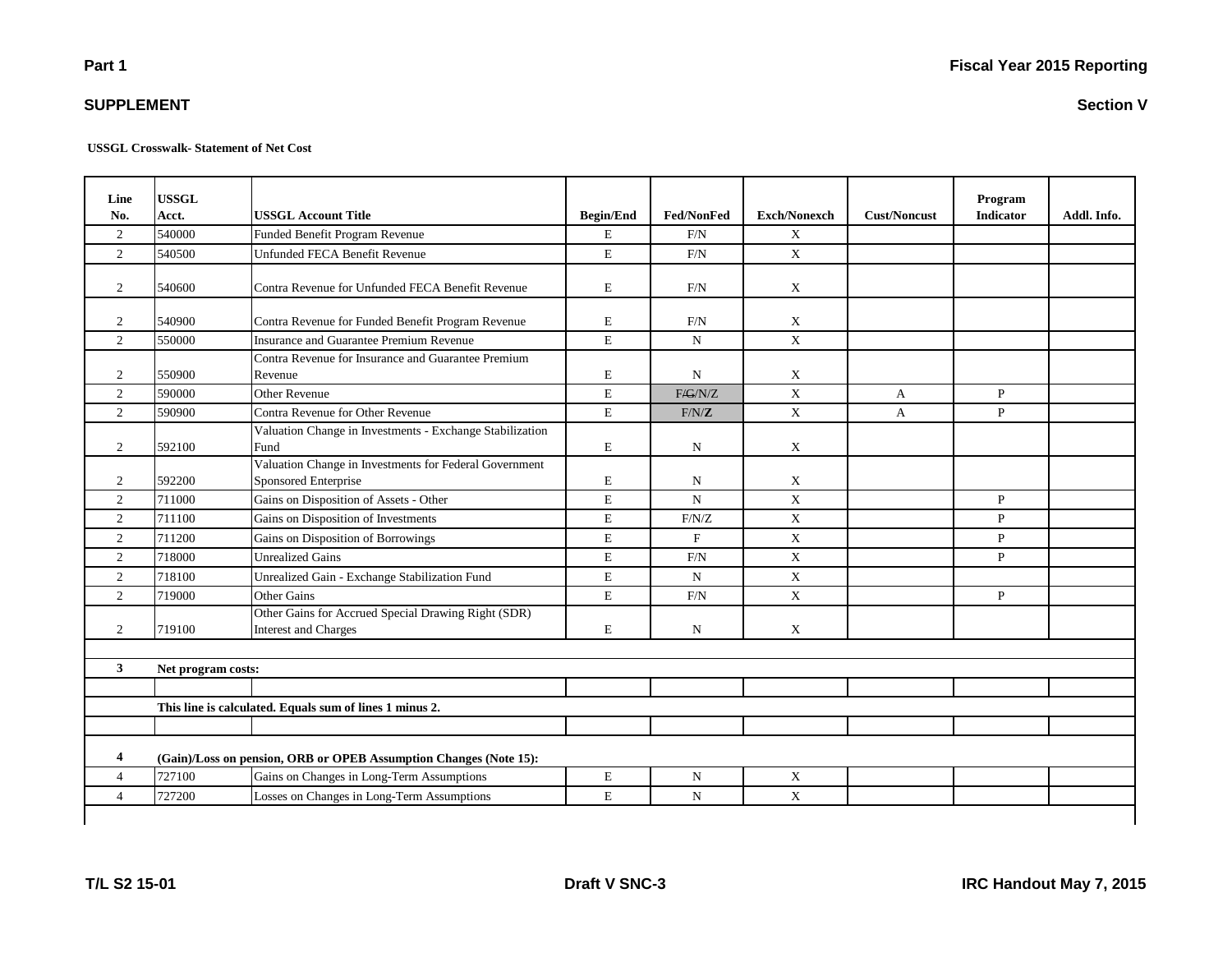Part 1

SUPPLEMENT

Fiscal Year 2015 Reporting

Section V

**USSGL Crosswalk- Statement of Net Cost**

| Line No. | USSGL Acct. | USSGL Account Title | Begin/End | Fed/NonFed | Exch/Nonexch | Cust/Noncust | Program Indicator | Addl. Info. |
|---|---|---|---|---|---|---|---|---|
| 2 | 540000 | Funded Benefit Program Revenue | E | F/N | X | | | |
| 2 | 540500 | Unfunded FECA Benefit Revenue | E | F/N | X | | | |
| 2 | 540600 | Contra Revenue for Unfunded FECA Benefit Revenue | E | F/N | X | | | |
| 2 | 540900 | Contra Revenue for Funded Benefit Program Revenue | E | F/N | X | | | |
| 2 | 550000 | Insurance and Guarantee Premium Revenue | E | N | X | | | |
| 2 | 550900 | Contra Revenue for Insurance and Guarantee Premium Revenue | E | N | X | | | |
| 2 | 590000 | Other Revenue | E | F/~~G~~/N/Z | X | A | P | |
| 2 | 590900 | Contra Revenue for Other Revenue | E | F/N/**Z** | X | A | P | |
| 2 | 592100 | Valuation Change in Investments - Exchange Stabilization Fund | E | N | X | | | |
| 2 | 592200 | Valuation Change in Investments for Federal Government Sponsored Enterprise | E | N | X | | | |
| 2 | 711000 | Gains on Disposition of Assets - Other | E | N | X | | P | |
| 2 | 711100 | Gains on Disposition of Investments | E | F/N/Z | X | | P | |
| 2 | 711200 | Gains on Disposition of Borrowings | E | F | X | | P | |
| 2 | 718000 | Unrealized Gains | E | F/N | X | | P | |
| 2 | 718100 | Unrealized Gain - Exchange Stabilization Fund | E | N | X | | | |
| 2 | 719000 | Other Gains | E | F/N | X | | P | |
| 2 | 719100 | Other Gains for Accrued Special Drawing Right (SDR) Interest and Charges | E | N | X | | | |
| | | | | | | | | |
| **3** | **Net program costs:** | | | | | | | |
| | | | | | | | | |
| | **This line is calculated. Equals sum of lines 1 minus 2.** | | | | | | | |
| | | | | | | | | |
| **4** | **(Gain)/Loss on pension, ORB or OPEB Assumption Changes (Note 15):** | | | | | | | |
| 4 | 727100 | Gains on Changes in Long-Term Assumptions | E | N | X | | | |
| 4 | 727200 | Losses on Changes in Long-Term Assumptions | E | N | X | | | |

T/L S2 15-01

Draft V SNC-3

IRC Handout May 7, 2015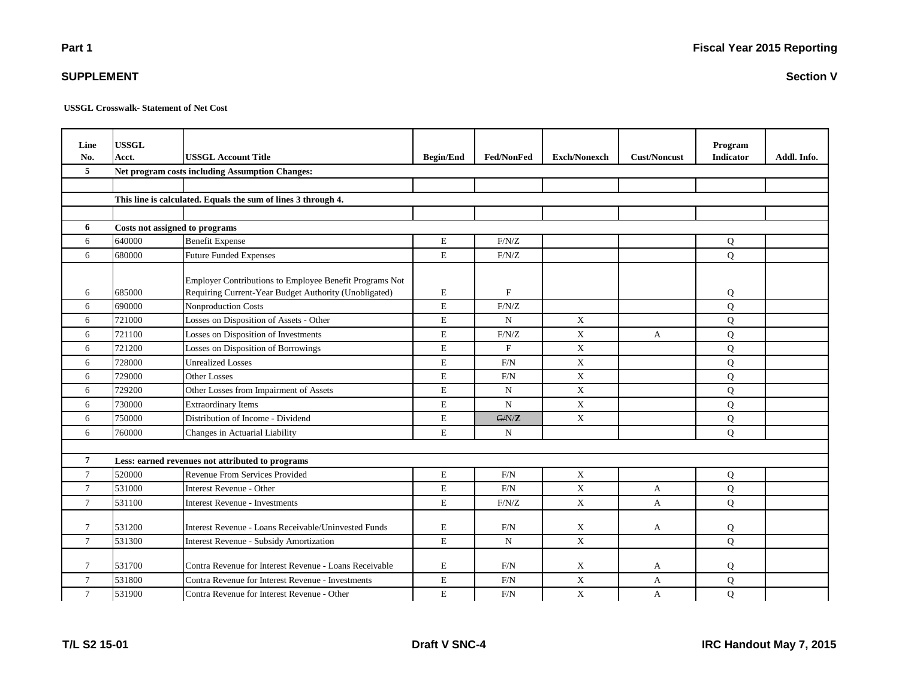Part 1 | Fiscal Year 2015 Reporting

SUPPLEMENT | Section V

**USSGL Crosswalk- Statement of Net Cost**

| Line No. | USSGL Acct. | USSGL Account Title | Begin/End | Fed/NonFed | Exch/Nonexch | Cust/Noncust | Program Indicator | Addl. Info. |
|---|---|---|---|---|---|---|---|---|
| **5** | **Net program costs including Assumption Changes:** | | | | | | | |
| | | | | | | | | |
| | **This line is calculated. Equals the sum of lines 3 through 4.** | | | | | | | |
| | | | | | | | | |
| **6** | **Costs not assigned to programs** | | | | | | | |
| 6 | 640000 | Benefit Expense | E | F/N/Z | | | Q | |
| 6 | 680000 | Future Funded Expenses | E | F/N/Z | | | Q | |
| 6 | 685000 | Employer Contributions to Employee Benefit Programs Not Requiring Current-Year Budget Authority (Unobligated) | E | F | | | Q | |
| 6 | 690000 | Nonproduction Costs | E | F/N/Z | | | Q | |
| 6 | 721000 | Losses on Disposition of Assets - Other | E | N | X | | Q | |
| 6 | 721100 | Losses on Disposition of Investments | E | F/N/Z | X | A | Q | |
| 6 | 721200 | Losses on Disposition of Borrowings | E | F | X | | Q | |
| 6 | 728000 | Unrealized Losses | E | F/N | X | | Q | |
| 6 | 729000 | Other Losses | E | F/N | X | | Q | |
| 6 | 729200 | Other Losses from Impairment of Assets | E | N | X | | Q | |
| 6 | 730000 | Extraordinary Items | E | N | X | | Q | |
| 6 | 750000 | Distribution of Income - Dividend | E | ~~G/~~N/**Z** | X | | Q | |
| 6 | 760000 | Changes in Actuarial Liability | E | N | | | Q | |
| | | | | | | | | |
| **7** | **Less: earned revenues not attributed to programs** | | | | | | | |
| 7 | 520000 | Revenue From Services Provided | E | F/N | X | | Q | |
| 7 | 531000 | Interest Revenue - Other | E | F/N | X | A | Q | |
| 7 | 531100 | Interest Revenue - Investments | E | F/N/Z | X | A | Q | |
| 7 | 531200 | Interest Revenue - Loans Receivable/Uninvested Funds | E | F/N | X | A | Q | |
| 7 | 531300 | Interest Revenue - Subsidy Amortization | E | N | X | | Q | |
| 7 | 531700 | Contra Revenue for Interest Revenue - Loans Receivable | E | F/N | X | A | Q | |
| 7 | 531800 | Contra Revenue for Interest Revenue - Investments | E | F/N | X | A | Q | |
| 7 | 531900 | Contra Revenue for Interest Revenue - Other | E | F/N | X | A | Q | |

T/L S2 15-01 | Draft V SNC-4 | IRC Handout May 7, 2015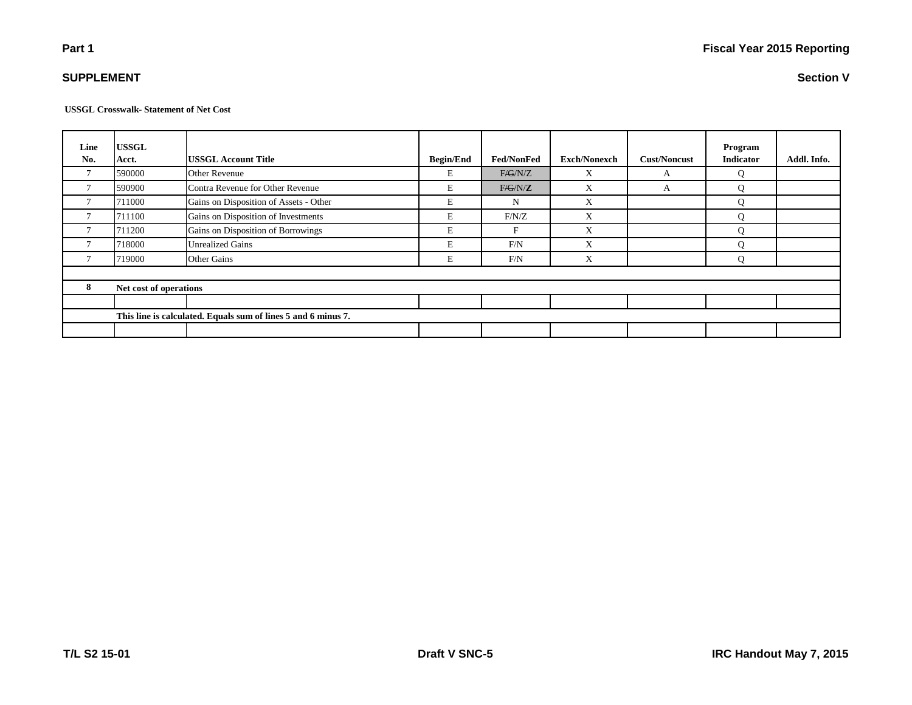**Part 1**

**Fiscal Year 2015 Reporting**

**SUPPLEMENT**

**Section V**

**USSGL Crosswalk- Statement of Net Cost**

| Line No. | USSGL Acct. | USSGL Account Title | Begin/End | Fed/NonFed | Exch/Nonexch | Cust/Noncust | Program Indicator | Addl. Info. |
|---|---|---|---|---|---|---|---|---|
| 7 | 590000 | Other Revenue | E | F/~~G~~/N/Z | X | A | Q | |
| 7 | 590900 | Contra Revenue for Other Revenue | E | F/~~G~~/N/Z | X | A | Q | |
| 7 | 711000 | Gains on Disposition of Assets - Other | E | N | X | | Q | |
| 7 | 711100 | Gains on Disposition of Investments | E | F/N/Z | X | | Q | |
| 7 | 711200 | Gains on Disposition of Borrowings | E | F | X | | Q | |
| 7 | 718000 | Unrealized Gains | E | F/N | X | | Q | |
| 7 | 719000 | Other Gains | E | F/N | X | | Q | |
| | | | | | | | | |
| **8** | **Net cost of operations** | | | | | | | |
| | | | | | | | | |
| | **This line is calculated. Equals sum of lines 5 and 6 minus 7.** | | | | | | | |
| | | | | | | | | |

**T/L S2 15-01** **Draft V SNC-5** **IRC Handout May 7, 2015**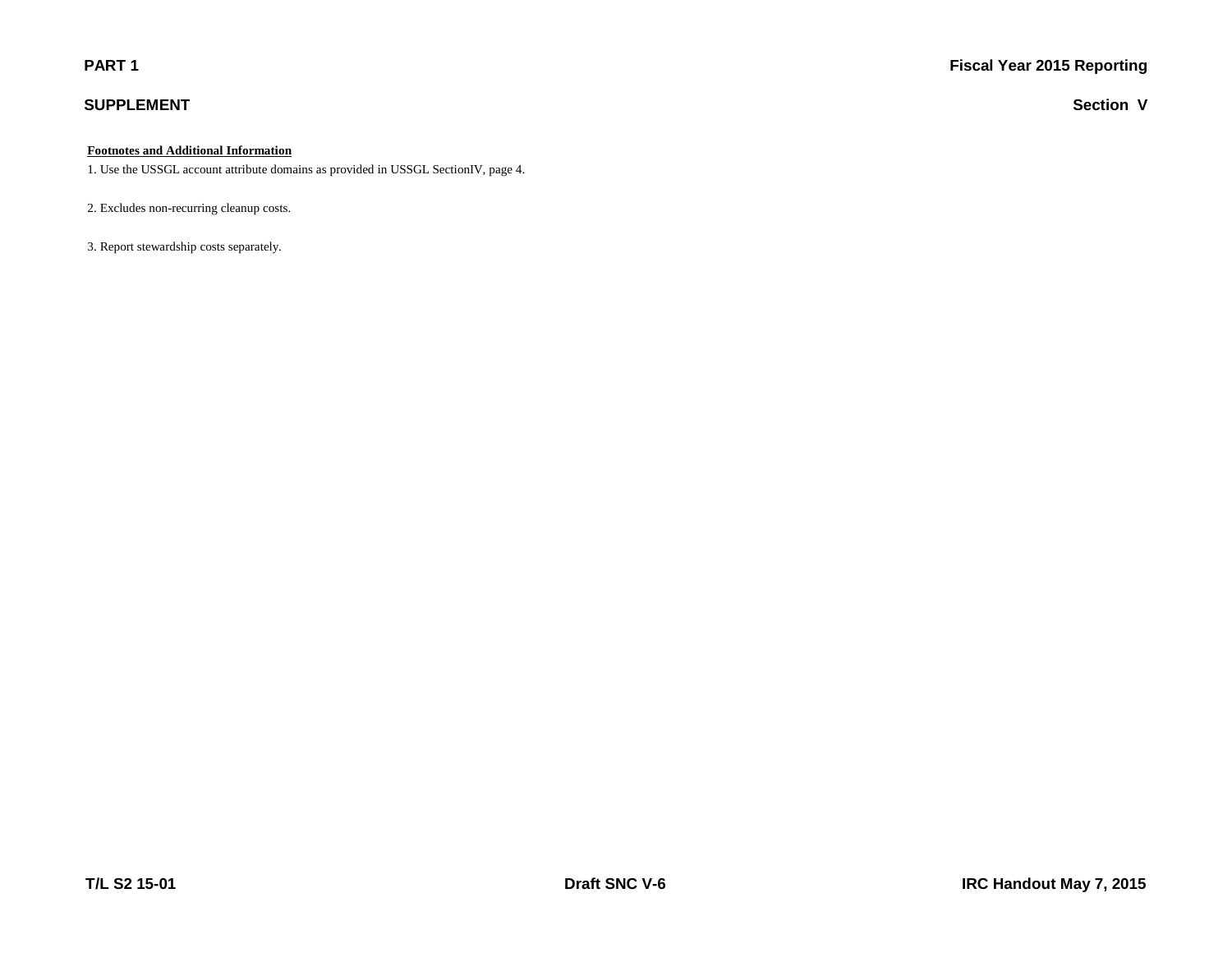**Footnotes and Additional Information**

1. Use the USSGL account attribute domains as provided in USSGL SectionIV, page 4.

2. Excludes non-recurring cleanup costs.

3. Report stewardship costs separately.